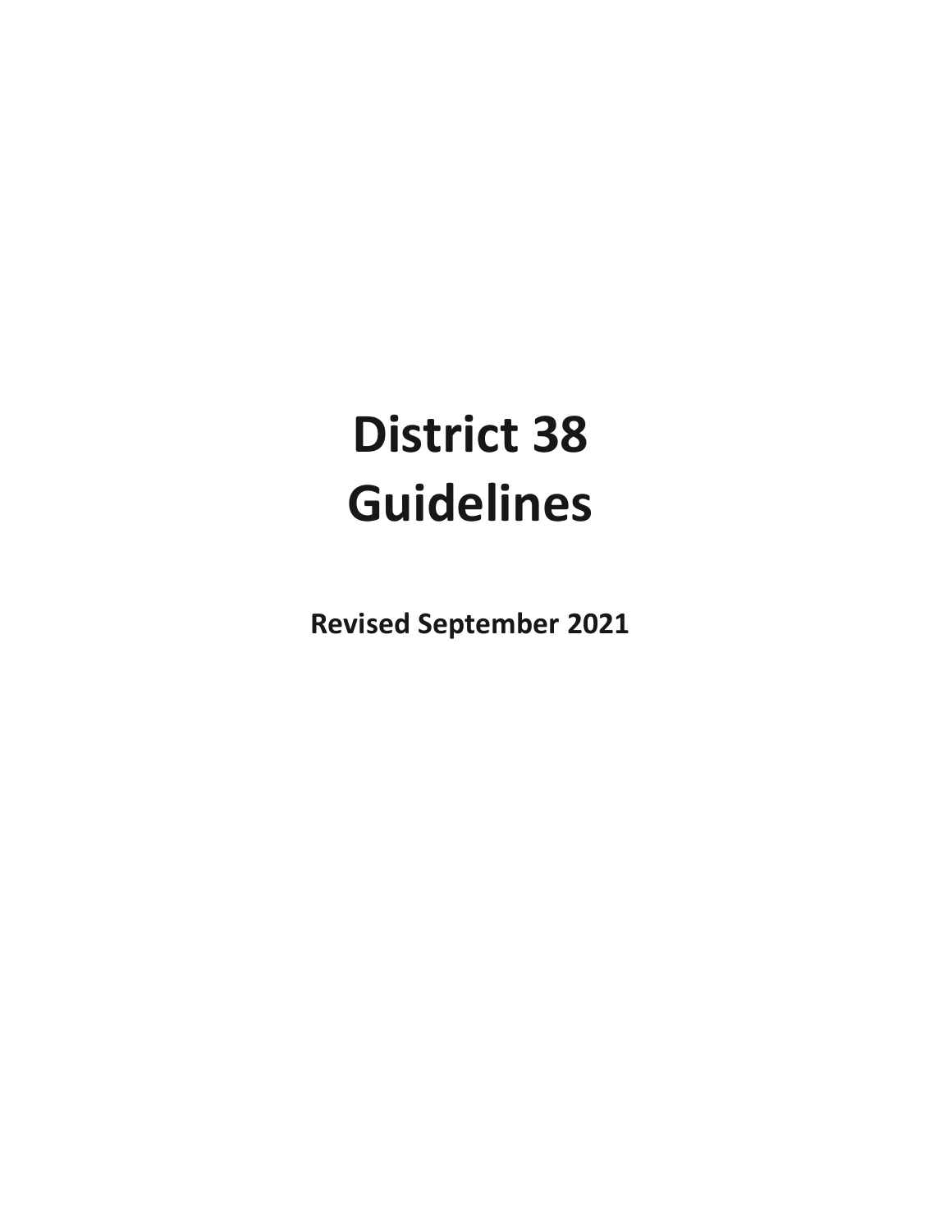# District 38 Guidelines

**Revised September 2021**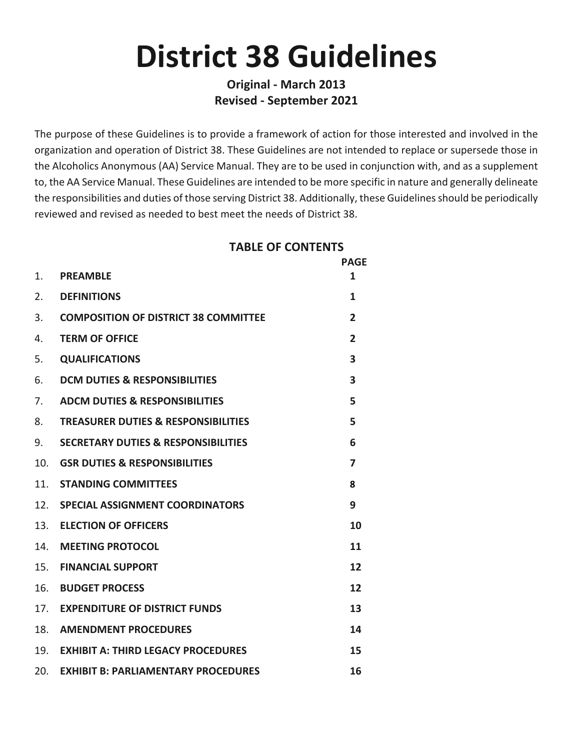# District 38 Guidelines

**Original - March 2013**
**Revised - September 2021**

The purpose of these Guidelines is to provide a framework of action for those interested and involved in the organization and operation of District 38. These Guidelines are not intended to replace or supersede those in the Alcoholics Anonymous (AA) Service Manual. They are to be used in conjunction with, and as a supplement to, the AA Service Manual. These Guidelines are intended to be more specific in nature and generally delineate the responsibilities and duties of those serving District 38. Additionally, these Guidelines should be periodically reviewed and revised as needed to best meet the needs of District 38.

## TABLE OF CONTENTS

| | | PAGE |
|---|---|---|
| 1. | **PREAMBLE** | 1 |
| 2. | **DEFINITIONS** | 1 |
| 3. | **COMPOSITION OF DISTRICT 38 COMMITTEE** | 2 |
| 4. | **TERM OF OFFICE** | 2 |
| 5. | **QUALIFICATIONS** | 3 |
| 6. | **DCM DUTIES & RESPONSIBILITIES** | 3 |
| 7. | **ADCM DUTIES & RESPONSIBILITIES** | 5 |
| 8. | **TREASURER DUTIES & RESPONSIBILITIES** | 5 |
| 9. | **SECRETARY DUTIES & RESPONSIBILITIES** | 6 |
| 10. | **GSR DUTIES & RESPONSIBILITIES** | 7 |
| 11. | **STANDING COMMITTEES** | 8 |
| 12. | **SPECIAL ASSIGNMENT COORDINATORS** | 9 |
| 13. | **ELECTION OF OFFICERS** | 10 |
| 14. | **MEETING PROTOCOL** | 11 |
| 15. | **FINANCIAL SUPPORT** | 12 |
| 16. | **BUDGET PROCESS** | 12 |
| 17. | **EXPENDITURE OF DISTRICT FUNDS** | 13 |
| 18. | **AMENDMENT PROCEDURES** | 14 |
| 19. | **EXHIBIT A: THIRD LEGACY PROCEDURES** | 15 |
| 20. | **EXHIBIT B: PARLIAMENTARY PROCEDURES** | 16 |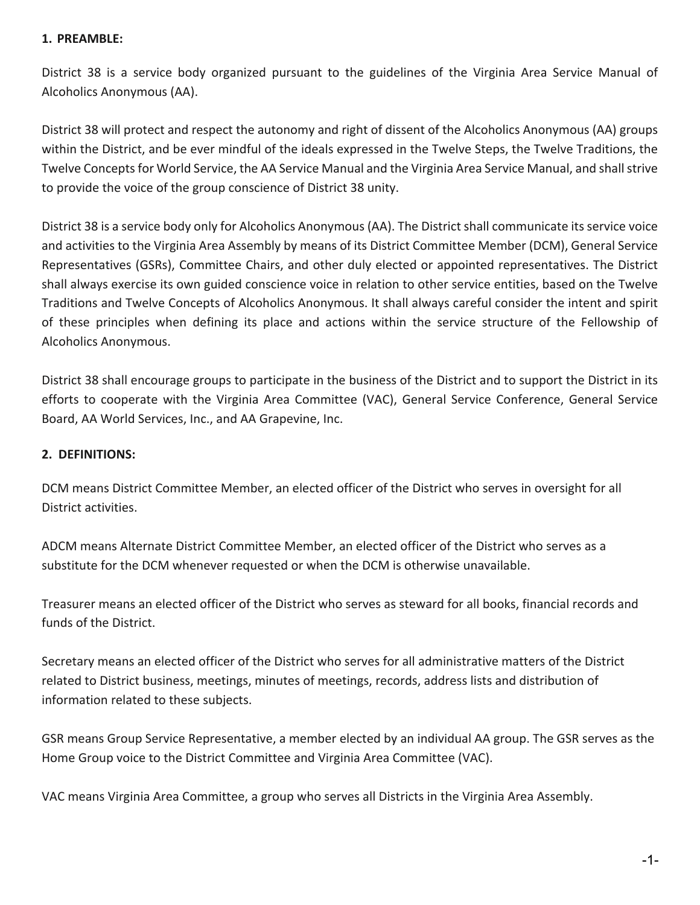## 1. PREAMBLE:

District 38 is a service body organized pursuant to the guidelines of the Virginia Area Service Manual of Alcoholics Anonymous (AA).

District 38 will protect and respect the autonomy and right of dissent of the Alcoholics Anonymous (AA) groups within the District, and be ever mindful of the ideals expressed in the Twelve Steps, the Twelve Traditions, the Twelve Concepts for World Service, the AA Service Manual and the Virginia Area Service Manual, and shall strive to provide the voice of the group conscience of District 38 unity.

District 38 is a service body only for Alcoholics Anonymous (AA). The District shall communicate its service voice and activities to the Virginia Area Assembly by means of its District Committee Member (DCM), General Service Representatives (GSRs), Committee Chairs, and other duly elected or appointed representatives. The District shall always exercise its own guided conscience voice in relation to other service entities, based on the Twelve Traditions and Twelve Concepts of Alcoholics Anonymous. It shall always careful consider the intent and spirit of these principles when defining its place and actions within the service structure of the Fellowship of Alcoholics Anonymous.

District 38 shall encourage groups to participate in the business of the District and to support the District in its efforts to cooperate with the Virginia Area Committee (VAC), General Service Conference, General Service Board, AA World Services, Inc., and AA Grapevine, Inc.

## 2. DEFINITIONS:

DCM means District Committee Member, an elected officer of the District who serves in oversight for all District activities.

ADCM means Alternate District Committee Member, an elected officer of the District who serves as a substitute for the DCM whenever requested or when the DCM is otherwise unavailable.

Treasurer means an elected officer of the District who serves as steward for all books, financial records and funds of the District.

Secretary means an elected officer of the District who serves for all administrative matters of the District related to District business, meetings, minutes of meetings, records, address lists and distribution of information related to these subjects.

GSR means Group Service Representative, a member elected by an individual AA group. The GSR serves as the Home Group voice to the District Committee and Virginia Area Committee (VAC).

VAC means Virginia Area Committee, a group who serves all Districts in the Virginia Area Assembly.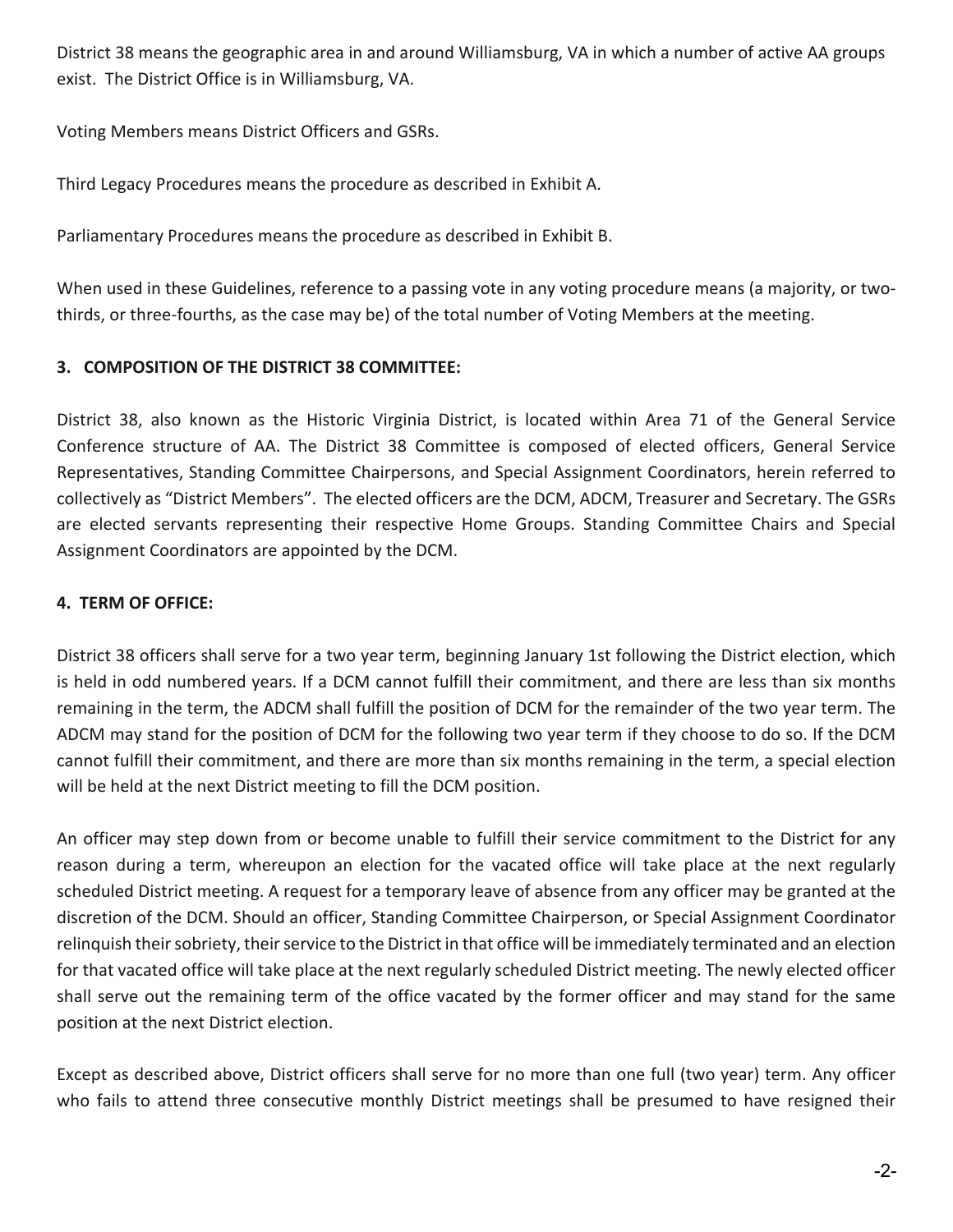District 38 means the geographic area in and around Williamsburg, VA in which a number of active AA groups exist. The District Office is in Williamsburg, VA.

Voting Members means District Officers and GSRs.

Third Legacy Procedures means the procedure as described in Exhibit A.

Parliamentary Procedures means the procedure as described in Exhibit B.

When used in these Guidelines, reference to a passing vote in any voting procedure means (a majority, or two-thirds, or three-fourths, as the case may be) of the total number of Voting Members at the meeting.

**3. COMPOSITION OF THE DISTRICT 38 COMMITTEE:**

District 38, also known as the Historic Virginia District, is located within Area 71 of the General Service Conference structure of AA. The District 38 Committee is composed of elected officers, General Service Representatives, Standing Committee Chairpersons, and Special Assignment Coordinators, herein referred to collectively as "District Members". The elected officers are the DCM, ADCM, Treasurer and Secretary. The GSRs are elected servants representing their respective Home Groups. Standing Committee Chairs and Special Assignment Coordinators are appointed by the DCM.

**4. TERM OF OFFICE:**

District 38 officers shall serve for a two year term, beginning January 1st following the District election, which is held in odd numbered years. If a DCM cannot fulfill their commitment, and there are less than six months remaining in the term, the ADCM shall fulfill the position of DCM for the remainder of the two year term. The ADCM may stand for the position of DCM for the following two year term if they choose to do so. If the DCM cannot fulfill their commitment, and there are more than six months remaining in the term, a special election will be held at the next District meeting to fill the DCM position.

An officer may step down from or become unable to fulfill their service commitment to the District for any reason during a term, whereupon an election for the vacated office will take place at the next regularly scheduled District meeting. A request for a temporary leave of absence from any officer may be granted at the discretion of the DCM. Should an officer, Standing Committee Chairperson, or Special Assignment Coordinator relinquish their sobriety, their service to the District in that office will be immediately terminated and an election for that vacated office will take place at the next regularly scheduled District meeting. The newly elected officer shall serve out the remaining term of the office vacated by the former officer and may stand for the same position at the next District election.

Except as described above, District officers shall serve for no more than one full (two year) term. Any officer who fails to attend three consecutive monthly District meetings shall be presumed to have resigned their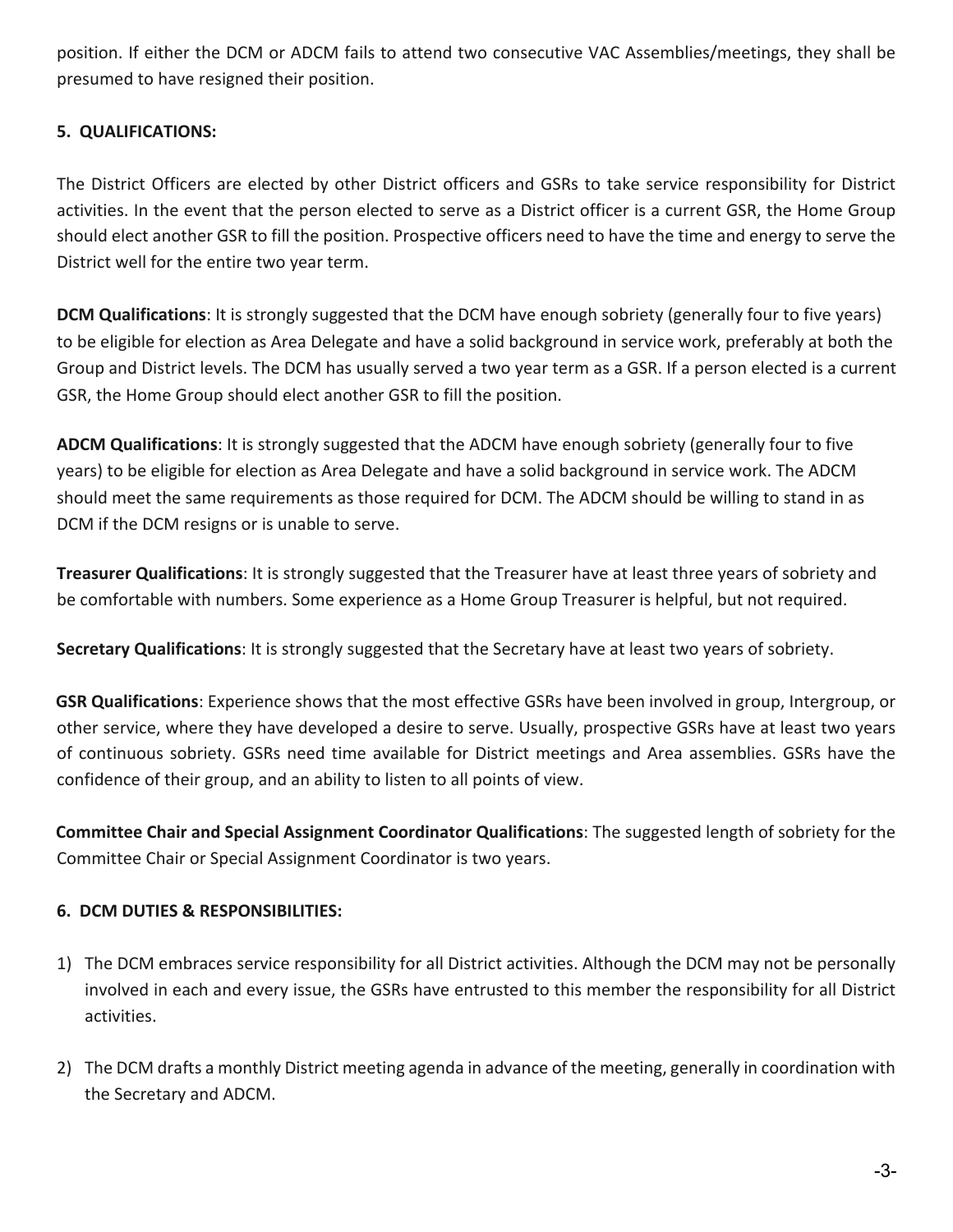position. If either the DCM or ADCM fails to attend two consecutive VAC Assemblies/meetings, they shall be presumed to have resigned their position.

## 5. QUALIFICATIONS:

The District Officers are elected by other District officers and GSRs to take service responsibility for District activities. In the event that the person elected to serve as a District officer is a current GSR, the Home Group should elect another GSR to fill the position. Prospective officers need to have the time and energy to serve the District well for the entire two year term.

**DCM Qualifications**: It is strongly suggested that the DCM have enough sobriety (generally four to five years) to be eligible for election as Area Delegate and have a solid background in service work, preferably at both the Group and District levels. The DCM has usually served a two year term as a GSR. If a person elected is a current GSR, the Home Group should elect another GSR to fill the position.

**ADCM Qualifications**: It is strongly suggested that the ADCM have enough sobriety (generally four to five years) to be eligible for election as Area Delegate and have a solid background in service work. The ADCM should meet the same requirements as those required for DCM. The ADCM should be willing to stand in as DCM if the DCM resigns or is unable to serve.

**Treasurer Qualifications**: It is strongly suggested that the Treasurer have at least three years of sobriety and be comfortable with numbers. Some experience as a Home Group Treasurer is helpful, but not required.

**Secretary Qualifications**: It is strongly suggested that the Secretary have at least two years of sobriety.

**GSR Qualifications**: Experience shows that the most effective GSRs have been involved in group, Intergroup, or other service, where they have developed a desire to serve. Usually, prospective GSRs have at least two years of continuous sobriety. GSRs need time available for District meetings and Area assemblies. GSRs have the confidence of their group, and an ability to listen to all points of view.

**Committee Chair and Special Assignment Coordinator Qualifications**: The suggested length of sobriety for the Committee Chair or Special Assignment Coordinator is two years.

## 6. DCM DUTIES & RESPONSIBILITIES:

1) The DCM embraces service responsibility for all District activities. Although the DCM may not be personally involved in each and every issue, the GSRs have entrusted to this member the responsibility for all District activities.

2) The DCM drafts a monthly District meeting agenda in advance of the meeting, generally in coordination with the Secretary and ADCM.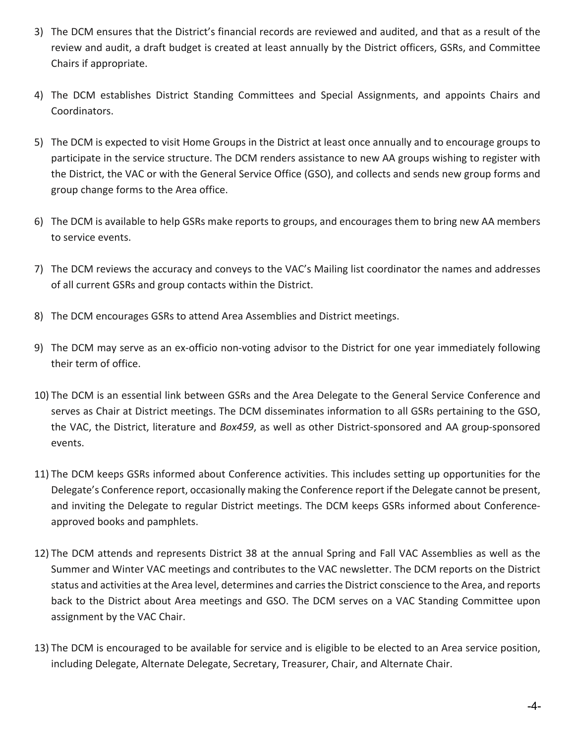3) The DCM ensures that the District's financial records are reviewed and audited, and that as a result of the review and audit, a draft budget is created at least annually by the District officers, GSRs, and Committee Chairs if appropriate.

4) The DCM establishes District Standing Committees and Special Assignments, and appoints Chairs and Coordinators.

5) The DCM is expected to visit Home Groups in the District at least once annually and to encourage groups to participate in the service structure. The DCM renders assistance to new AA groups wishing to register with the District, the VAC or with the General Service Office (GSO), and collects and sends new group forms and group change forms to the Area office.

6) The DCM is available to help GSRs make reports to groups, and encourages them to bring new AA members to service events.

7) The DCM reviews the accuracy and conveys to the VAC's Mailing list coordinator the names and addresses of all current GSRs and group contacts within the District.

8) The DCM encourages GSRs to attend Area Assemblies and District meetings.

9) The DCM may serve as an ex-officio non-voting advisor to the District for one year immediately following their term of office.

10) The DCM is an essential link between GSRs and the Area Delegate to the General Service Conference and serves as Chair at District meetings. The DCM disseminates information to all GSRs pertaining to the GSO, the VAC, the District, literature and *Box459*, as well as other District-sponsored and AA group-sponsored events.

11) The DCM keeps GSRs informed about Conference activities. This includes setting up opportunities for the Delegate's Conference report, occasionally making the Conference report if the Delegate cannot be present, and inviting the Delegate to regular District meetings. The DCM keeps GSRs informed about Conference-approved books and pamphlets.

12) The DCM attends and represents District 38 at the annual Spring and Fall VAC Assemblies as well as the Summer and Winter VAC meetings and contributes to the VAC newsletter. The DCM reports on the District status and activities at the Area level, determines and carries the District conscience to the Area, and reports back to the District about Area meetings and GSO. The DCM serves on a VAC Standing Committee upon assignment by the VAC Chair.

13) The DCM is encouraged to be available for service and is eligible to be elected to an Area service position, including Delegate, Alternate Delegate, Secretary, Treasurer, Chair, and Alternate Chair.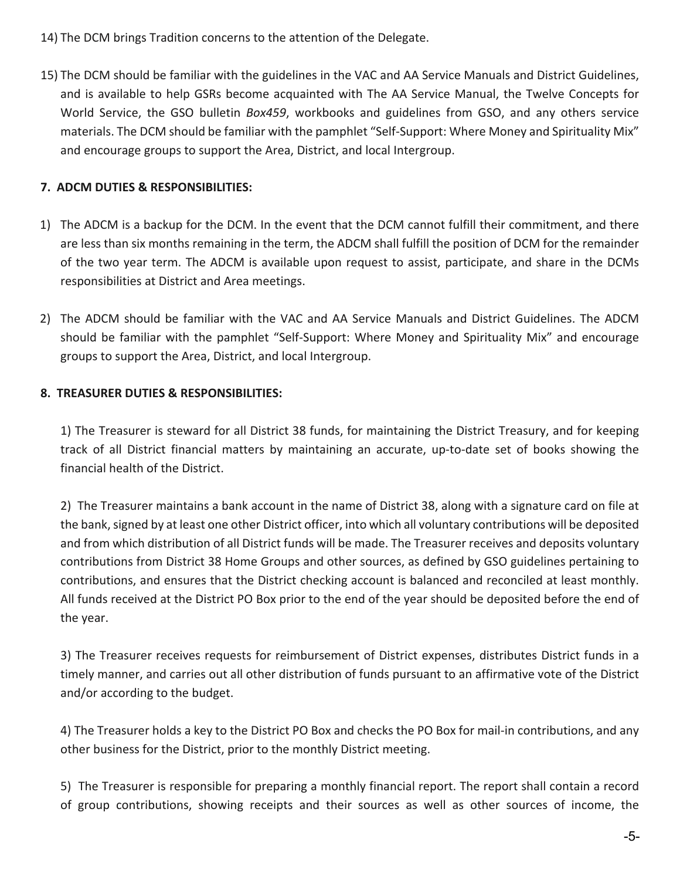14) The DCM brings Tradition concerns to the attention of the Delegate.

15) The DCM should be familiar with the guidelines in the VAC and AA Service Manuals and District Guidelines, and is available to help GSRs become acquainted with The AA Service Manual, the Twelve Concepts for World Service, the GSO bulletin *Box459*, workbooks and guidelines from GSO, and any others service materials. The DCM should be familiar with the pamphlet "Self-Support: Where Money and Spirituality Mix" and encourage groups to support the Area, District, and local Intergroup.

**7. ADCM DUTIES & RESPONSIBILITIES:**

1) The ADCM is a backup for the DCM. In the event that the DCM cannot fulfill their commitment, and there are less than six months remaining in the term, the ADCM shall fulfill the position of DCM for the remainder of the two year term. The ADCM is available upon request to assist, participate, and share in the DCMs responsibilities at District and Area meetings.

2) The ADCM should be familiar with the VAC and AA Service Manuals and District Guidelines. The ADCM should be familiar with the pamphlet "Self-Support: Where Money and Spirituality Mix" and encourage groups to support the Area, District, and local Intergroup.

**8. TREASURER DUTIES & RESPONSIBILITIES:**

1) The Treasurer is steward for all District 38 funds, for maintaining the District Treasury, and for keeping track of all District financial matters by maintaining an accurate, up-to-date set of books showing the financial health of the District.

2) The Treasurer maintains a bank account in the name of District 38, along with a signature card on file at the bank, signed by at least one other District officer, into which all voluntary contributions will be deposited and from which distribution of all District funds will be made. The Treasurer receives and deposits voluntary contributions from District 38 Home Groups and other sources, as defined by GSO guidelines pertaining to contributions, and ensures that the District checking account is balanced and reconciled at least monthly. All funds received at the District PO Box prior to the end of the year should be deposited before the end of the year.

3) The Treasurer receives requests for reimbursement of District expenses, distributes District funds in a timely manner, and carries out all other distribution of funds pursuant to an affirmative vote of the District and/or according to the budget.

4) The Treasurer holds a key to the District PO Box and checks the PO Box for mail-in contributions, and any other business for the District, prior to the monthly District meeting.

5) The Treasurer is responsible for preparing a monthly financial report. The report shall contain a record of group contributions, showing receipts and their sources as well as other sources of income, the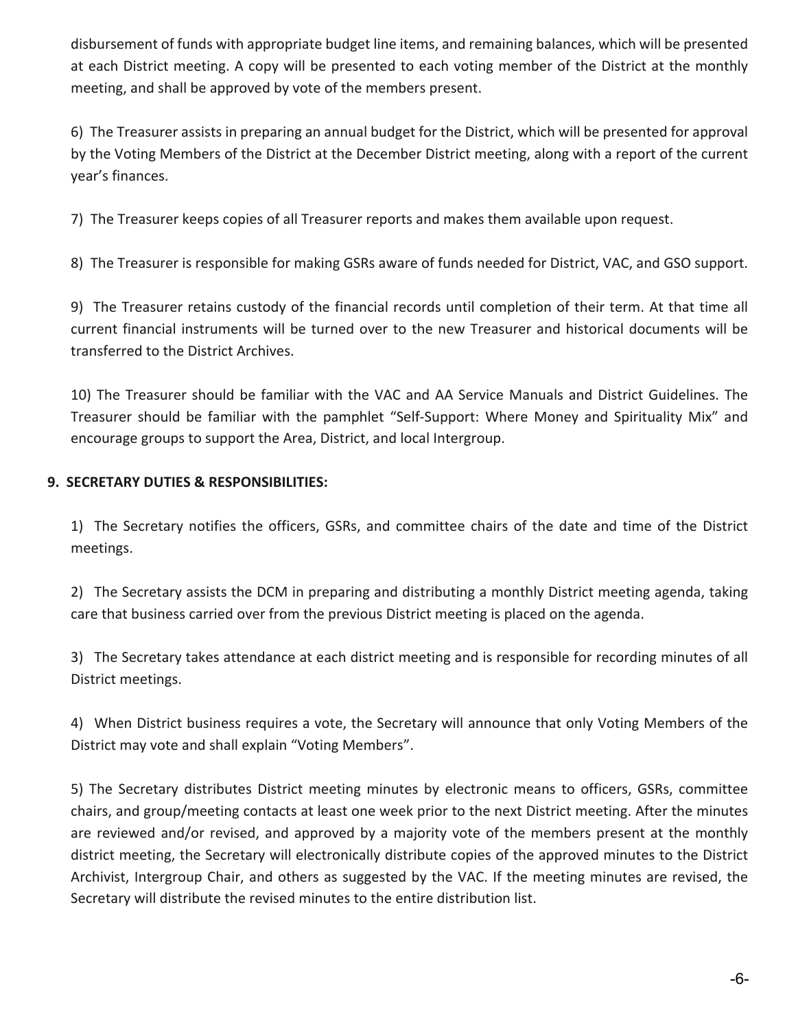disbursement of funds with appropriate budget line items, and remaining balances, which will be presented at each District meeting. A copy will be presented to each voting member of the District at the monthly meeting, and shall be approved by vote of the members present.

6) The Treasurer assists in preparing an annual budget for the District, which will be presented for approval by the Voting Members of the District at the December District meeting, along with a report of the current year's finances.

7) The Treasurer keeps copies of all Treasurer reports and makes them available upon request.

8) The Treasurer is responsible for making GSRs aware of funds needed for District, VAC, and GSO support.

9) The Treasurer retains custody of the financial records until completion of their term. At that time all current financial instruments will be turned over to the new Treasurer and historical documents will be transferred to the District Archives.

10) The Treasurer should be familiar with the VAC and AA Service Manuals and District Guidelines. The Treasurer should be familiar with the pamphlet "Self-Support: Where Money and Spirituality Mix" and encourage groups to support the Area, District, and local Intergroup.

**9. SECRETARY DUTIES & RESPONSIBILITIES:**

1) The Secretary notifies the officers, GSRs, and committee chairs of the date and time of the District meetings.

2) The Secretary assists the DCM in preparing and distributing a monthly District meeting agenda, taking care that business carried over from the previous District meeting is placed on the agenda.

3) The Secretary takes attendance at each district meeting and is responsible for recording minutes of all District meetings.

4) When District business requires a vote, the Secretary will announce that only Voting Members of the District may vote and shall explain "Voting Members".

5) The Secretary distributes District meeting minutes by electronic means to officers, GSRs, committee chairs, and group/meeting contacts at least one week prior to the next District meeting. After the minutes are reviewed and/or revised, and approved by a majority vote of the members present at the monthly district meeting, the Secretary will electronically distribute copies of the approved minutes to the District Archivist, Intergroup Chair, and others as suggested by the VAC. If the meeting minutes are revised, the Secretary will distribute the revised minutes to the entire distribution list.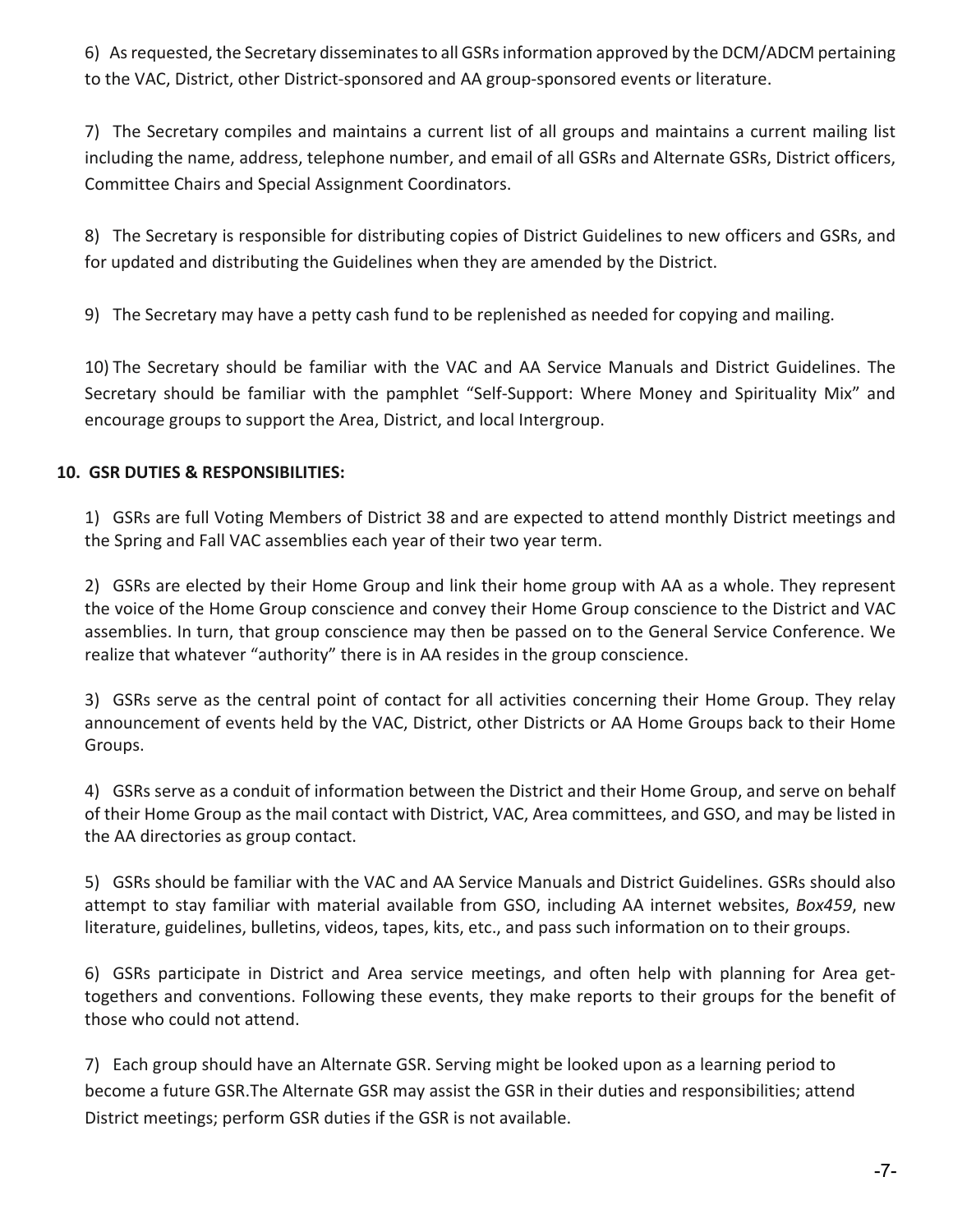6) As requested, the Secretary disseminates to all GSRs information approved by the DCM/ADCM pertaining to the VAC, District, other District-sponsored and AA group-sponsored events or literature.

7) The Secretary compiles and maintains a current list of all groups and maintains a current mailing list including the name, address, telephone number, and email of all GSRs and Alternate GSRs, District officers, Committee Chairs and Special Assignment Coordinators.

8) The Secretary is responsible for distributing copies of District Guidelines to new officers and GSRs, and for updated and distributing the Guidelines when they are amended by the District.

9) The Secretary may have a petty cash fund to be replenished as needed for copying and mailing.

10) The Secretary should be familiar with the VAC and AA Service Manuals and District Guidelines. The Secretary should be familiar with the pamphlet "Self-Support: Where Money and Spirituality Mix" and encourage groups to support the Area, District, and local Intergroup.

**10. GSR DUTIES & RESPONSIBILITIES:**

1) GSRs are full Voting Members of District 38 and are expected to attend monthly District meetings and the Spring and Fall VAC assemblies each year of their two year term.

2) GSRs are elected by their Home Group and link their home group with AA as a whole. They represent the voice of the Home Group conscience and convey their Home Group conscience to the District and VAC assemblies. In turn, that group conscience may then be passed on to the General Service Conference. We realize that whatever "authority" there is in AA resides in the group conscience.

3) GSRs serve as the central point of contact for all activities concerning their Home Group. They relay announcement of events held by the VAC, District, other Districts or AA Home Groups back to their Home Groups.

4) GSRs serve as a conduit of information between the District and their Home Group, and serve on behalf of their Home Group as the mail contact with District, VAC, Area committees, and GSO, and may be listed in the AA directories as group contact.

5) GSRs should be familiar with the VAC and AA Service Manuals and District Guidelines. GSRs should also attempt to stay familiar with material available from GSO, including AA internet websites, *Box459*, new literature, guidelines, bulletins, videos, tapes, kits, etc., and pass such information on to their groups.

6) GSRs participate in District and Area service meetings, and often help with planning for Area get-togethers and conventions. Following these events, they make reports to their groups for the benefit of those who could not attend.

7) Each group should have an Alternate GSR. Serving might be looked upon as a learning period to become a future GSR.The Alternate GSR may assist the GSR in their duties and responsibilities; attend District meetings; perform GSR duties if the GSR is not available.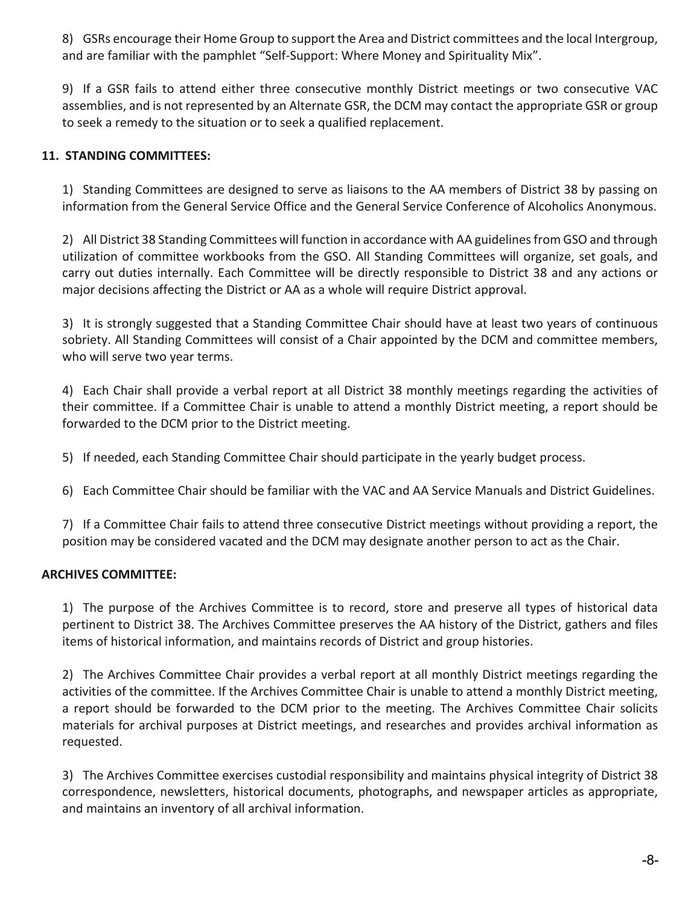8) GSRs encourage their Home Group to support the Area and District committees and the local Intergroup, and are familiar with the pamphlet “Self-Support: Where Money and Spirituality Mix”.

9) If a GSR fails to attend either three consecutive monthly District meetings or two consecutive VAC assemblies, and is not represented by an Alternate GSR, the DCM may contact the appropriate GSR or group to seek a remedy to the situation or to seek a qualified replacement.

**11. STANDING COMMITTEES:**

1) Standing Committees are designed to serve as liaisons to the AA members of District 38 by passing on information from the General Service Office and the General Service Conference of Alcoholics Anonymous.

2) All District 38 Standing Committees will function in accordance with AA guidelines from GSO and through utilization of committee workbooks from the GSO. All Standing Committees will organize, set goals, and carry out duties internally. Each Committee will be directly responsible to District 38 and any actions or major decisions affecting the District or AA as a whole will require District approval.

3) It is strongly suggested that a Standing Committee Chair should have at least two years of continuous sobriety. All Standing Committees will consist of a Chair appointed by the DCM and committee members, who will serve two year terms.

4) Each Chair shall provide a verbal report at all District 38 monthly meetings regarding the activities of their committee. If a Committee Chair is unable to attend a monthly District meeting, a report should be forwarded to the DCM prior to the District meeting.

5) If needed, each Standing Committee Chair should participate in the yearly budget process.

6) Each Committee Chair should be familiar with the VAC and AA Service Manuals and District Guidelines.

7) If a Committee Chair fails to attend three consecutive District meetings without providing a report, the position may be considered vacated and the DCM may designate another person to act as the Chair.

**ARCHIVES COMMITTEE:**

1) The purpose of the Archives Committee is to record, store and preserve all types of historical data pertinent to District 38. The Archives Committee preserves the AA history of the District, gathers and files items of historical information, and maintains records of District and group histories.

2) The Archives Committee Chair provides a verbal report at all monthly District meetings regarding the activities of the committee. If the Archives Committee Chair is unable to attend a monthly District meeting, a report should be forwarded to the DCM prior to the meeting. The Archives Committee Chair solicits materials for archival purposes at District meetings, and researches and provides archival information as requested.

3) The Archives Committee exercises custodial responsibility and maintains physical integrity of District 38 correspondence, newsletters, historical documents, photographs, and newspaper articles as appropriate, and maintains an inventory of all archival information.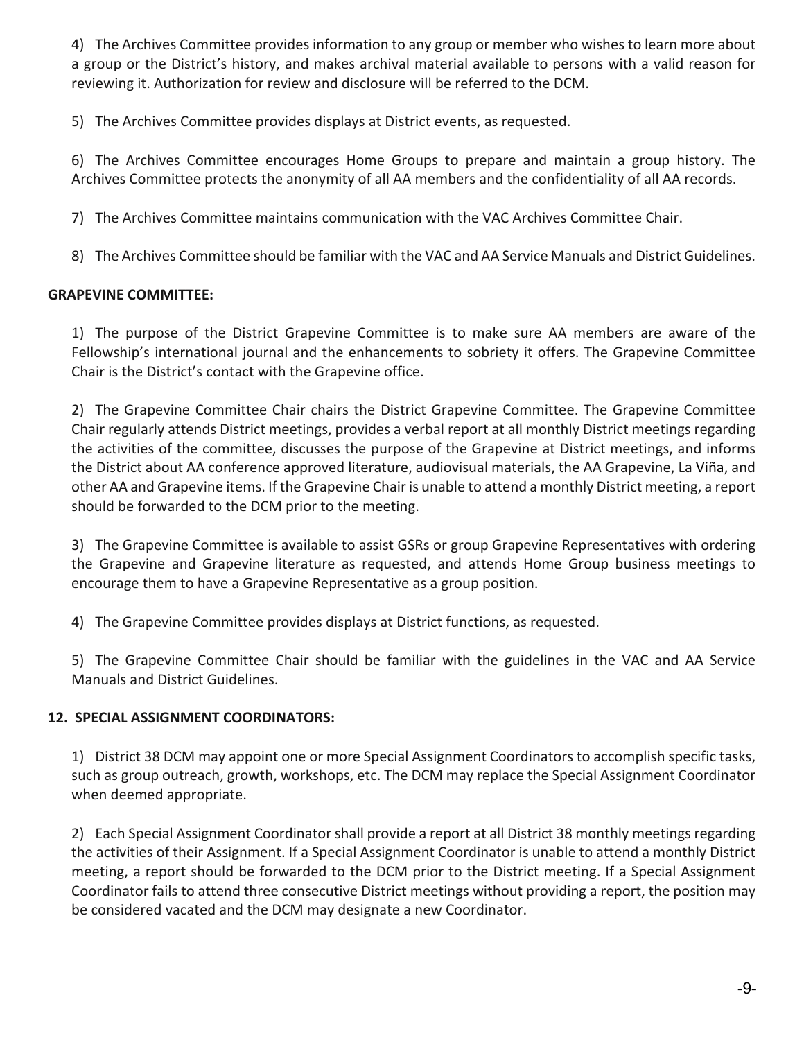4) The Archives Committee provides information to any group or member who wishes to learn more about a group or the District's history, and makes archival material available to persons with a valid reason for reviewing it. Authorization for review and disclosure will be referred to the DCM.

5) The Archives Committee provides displays at District events, as requested.

6) The Archives Committee encourages Home Groups to prepare and maintain a group history. The Archives Committee protects the anonymity of all AA members and the confidentiality of all AA records.

7) The Archives Committee maintains communication with the VAC Archives Committee Chair.

8) The Archives Committee should be familiar with the VAC and AA Service Manuals and District Guidelines.

**GRAPEVINE COMMITTEE:**

1) The purpose of the District Grapevine Committee is to make sure AA members are aware of the Fellowship's international journal and the enhancements to sobriety it offers. The Grapevine Committee Chair is the District's contact with the Grapevine office.

2) The Grapevine Committee Chair chairs the District Grapevine Committee. The Grapevine Committee Chair regularly attends District meetings, provides a verbal report at all monthly District meetings regarding the activities of the committee, discusses the purpose of the Grapevine at District meetings, and informs the District about AA conference approved literature, audiovisual materials, the AA Grapevine, La Viña, and other AA and Grapevine items. If the Grapevine Chair is unable to attend a monthly District meeting, a report should be forwarded to the DCM prior to the meeting.

3) The Grapevine Committee is available to assist GSRs or group Grapevine Representatives with ordering the Grapevine and Grapevine literature as requested, and attends Home Group business meetings to encourage them to have a Grapevine Representative as a group position.

4) The Grapevine Committee provides displays at District functions, as requested.

5) The Grapevine Committee Chair should be familiar with the guidelines in the VAC and AA Service Manuals and District Guidelines.

**12. SPECIAL ASSIGNMENT COORDINATORS:**

1) District 38 DCM may appoint one or more Special Assignment Coordinators to accomplish specific tasks, such as group outreach, growth, workshops, etc. The DCM may replace the Special Assignment Coordinator when deemed appropriate.

2) Each Special Assignment Coordinator shall provide a report at all District 38 monthly meetings regarding the activities of their Assignment. If a Special Assignment Coordinator is unable to attend a monthly District meeting, a report should be forwarded to the DCM prior to the District meeting. If a Special Assignment Coordinator fails to attend three consecutive District meetings without providing a report, the position may be considered vacated and the DCM may designate a new Coordinator.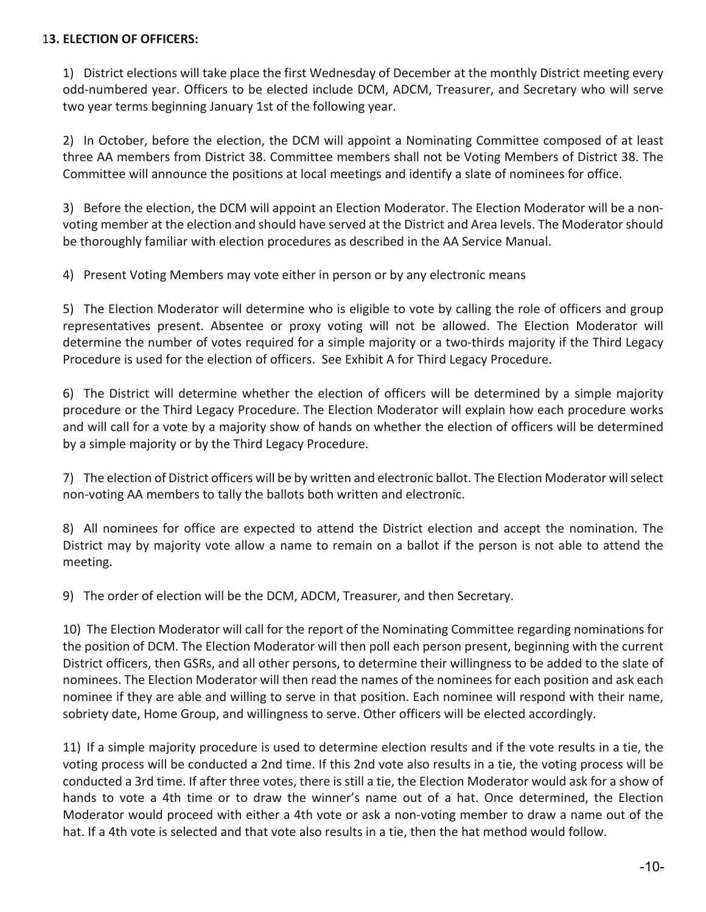## 13. ELECTION OF OFFICERS:

1) District elections will take place the first Wednesday of December at the monthly District meeting every odd-numbered year. Officers to be elected include DCM, ADCM, Treasurer, and Secretary who will serve two year terms beginning January 1st of the following year.

2) In October, before the election, the DCM will appoint a Nominating Committee composed of at least three AA members from District 38. Committee members shall not be Voting Members of District 38. The Committee will announce the positions at local meetings and identify a slate of nominees for office.

3) Before the election, the DCM will appoint an Election Moderator. The Election Moderator will be a non-voting member at the election and should have served at the District and Area levels. The Moderator should be thoroughly familiar with election procedures as described in the AA Service Manual.

4) Present Voting Members may vote either in person or by any electronic means

5) The Election Moderator will determine who is eligible to vote by calling the role of officers and group representatives present. Absentee or proxy voting will not be allowed. The Election Moderator will determine the number of votes required for a simple majority or a two-thirds majority if the Third Legacy Procedure is used for the election of officers. See Exhibit A for Third Legacy Procedure.

6) The District will determine whether the election of officers will be determined by a simple majority procedure or the Third Legacy Procedure. The Election Moderator will explain how each procedure works and will call for a vote by a majority show of hands on whether the election of officers will be determined by a simple majority or by the Third Legacy Procedure.

7) The election of District officers will be by written and electronic ballot. The Election Moderator will select non-voting AA members to tally the ballots both written and electronic.

8) All nominees for office are expected to attend the District election and accept the nomination. The District may by majority vote allow a name to remain on a ballot if the person is not able to attend the meeting.

9) The order of election will be the DCM, ADCM, Treasurer, and then Secretary.

10) The Election Moderator will call for the report of the Nominating Committee regarding nominations for the position of DCM. The Election Moderator will then poll each person present, beginning with the current District officers, then GSRs, and all other persons, to determine their willingness to be added to the slate of nominees. The Election Moderator will then read the names of the nominees for each position and ask each nominee if they are able and willing to serve in that position. Each nominee will respond with their name, sobriety date, Home Group, and willingness to serve. Other officers will be elected accordingly.

11) If a simple majority procedure is used to determine election results and if the vote results in a tie, the voting process will be conducted a 2nd time. If this 2nd vote also results in a tie, the voting process will be conducted a 3rd time. If after three votes, there is still a tie, the Election Moderator would ask for a show of hands to vote a 4th time or to draw the winner's name out of a hat. Once determined, the Election Moderator would proceed with either a 4th vote or ask a non-voting member to draw a name out of the hat. If a 4th vote is selected and that vote also results in a tie, then the hat method would follow.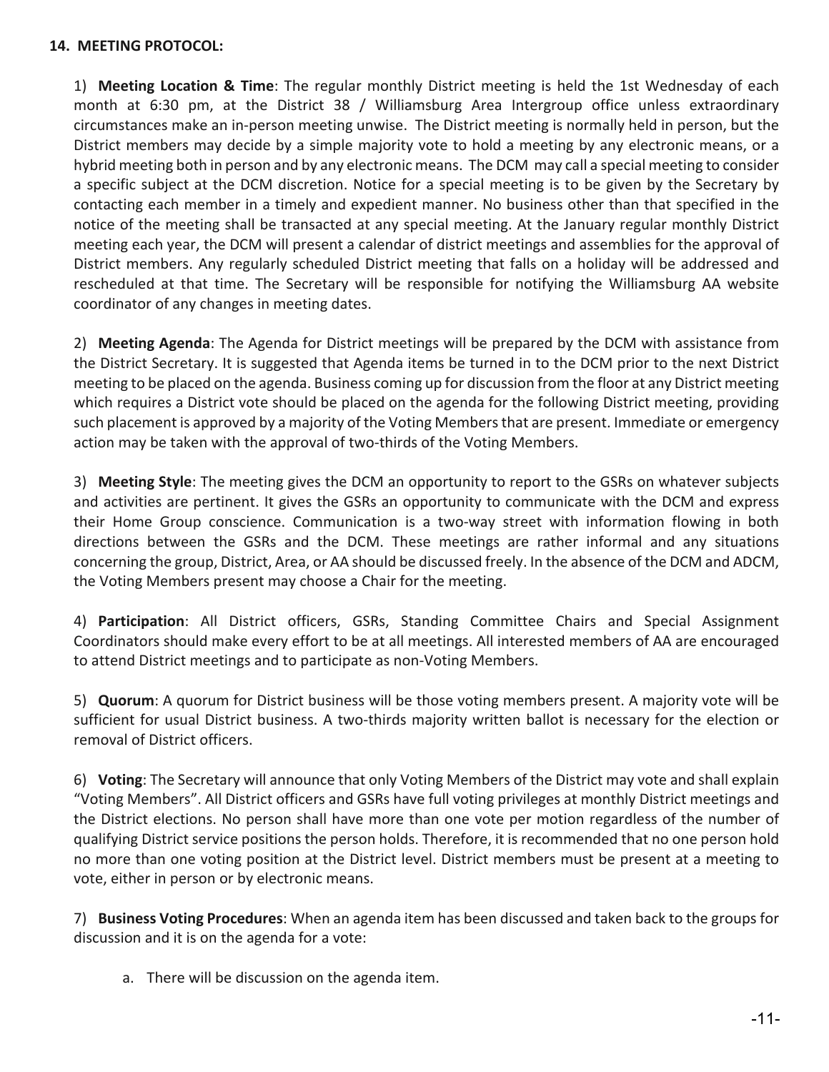**14. MEETING PROTOCOL:**

1) **Meeting Location & Time**: The regular monthly District meeting is held the 1st Wednesday of each month at 6:30 pm, at the District 38 / Williamsburg Area Intergroup office unless extraordinary circumstances make an in-person meeting unwise. The District meeting is normally held in person, but the District members may decide by a simple majority vote to hold a meeting by any electronic means, or a hybrid meeting both in person and by any electronic means. The DCM may call a special meeting to consider a specific subject at the DCM discretion. Notice for a special meeting is to be given by the Secretary by contacting each member in a timely and expedient manner. No business other than that specified in the notice of the meeting shall be transacted at any special meeting. At the January regular monthly District meeting each year, the DCM will present a calendar of district meetings and assemblies for the approval of District members. Any regularly scheduled District meeting that falls on a holiday will be addressed and rescheduled at that time. The Secretary will be responsible for notifying the Williamsburg AA website coordinator of any changes in meeting dates.

2) **Meeting Agenda**: The Agenda for District meetings will be prepared by the DCM with assistance from the District Secretary. It is suggested that Agenda items be turned in to the DCM prior to the next District meeting to be placed on the agenda. Business coming up for discussion from the floor at any District meeting which requires a District vote should be placed on the agenda for the following District meeting, providing such placement is approved by a majority of the Voting Members that are present. Immediate or emergency action may be taken with the approval of two-thirds of the Voting Members.

3) **Meeting Style**: The meeting gives the DCM an opportunity to report to the GSRs on whatever subjects and activities are pertinent. It gives the GSRs an opportunity to communicate with the DCM and express their Home Group conscience. Communication is a two-way street with information flowing in both directions between the GSRs and the DCM. These meetings are rather informal and any situations concerning the group, District, Area, or AA should be discussed freely. In the absence of the DCM and ADCM, the Voting Members present may choose a Chair for the meeting.

4) **Participation**: All District officers, GSRs, Standing Committee Chairs and Special Assignment Coordinators should make every effort to be at all meetings. All interested members of AA are encouraged to attend District meetings and to participate as non-Voting Members.

5) **Quorum**: A quorum for District business will be those voting members present. A majority vote will be sufficient for usual District business. A two-thirds majority written ballot is necessary for the election or removal of District officers.

6) **Voting**: The Secretary will announce that only Voting Members of the District may vote and shall explain "Voting Members". All District officers and GSRs have full voting privileges at monthly District meetings and the District elections. No person shall have more than one vote per motion regardless of the number of qualifying District service positions the person holds. Therefore, it is recommended that no one person hold no more than one voting position at the District level. District members must be present at a meeting to vote, either in person or by electronic means.

7) **Business Voting Procedures**: When an agenda item has been discussed and taken back to the groups for discussion and it is on the agenda for a vote:

a. There will be discussion on the agenda item.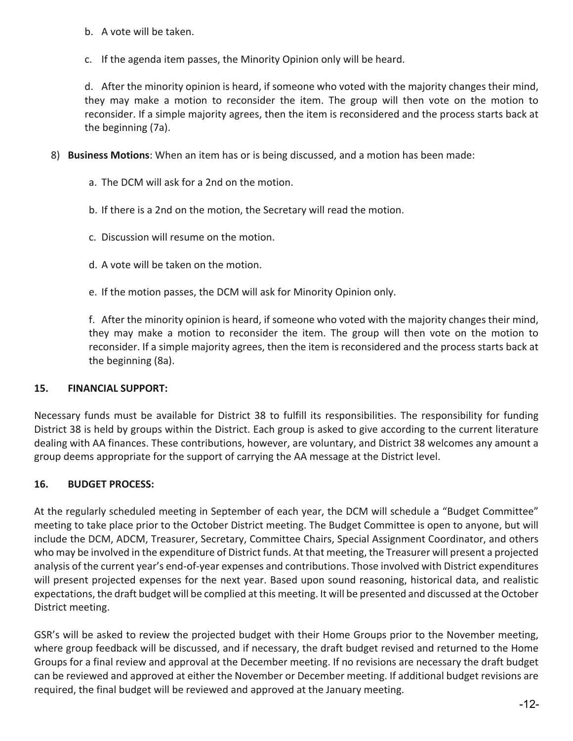b. A vote will be taken.

c. If the agenda item passes, the Minority Opinion only will be heard.

d. After the minority opinion is heard, if someone who voted with the majority changes their mind, they may make a motion to reconsider the item. The group will then vote on the motion to reconsider. If a simple majority agrees, then the item is reconsidered and the process starts back at the beginning (7a).

8) **Business Motions**: When an item has or is being discussed, and a motion has been made:

a. The DCM will ask for a 2nd on the motion.

b. If there is a 2nd on the motion, the Secretary will read the motion.

c. Discussion will resume on the motion.

d. A vote will be taken on the motion.

e. If the motion passes, the DCM will ask for Minority Opinion only.

f. After the minority opinion is heard, if someone who voted with the majority changes their mind, they may make a motion to reconsider the item. The group will then vote on the motion to reconsider. If a simple majority agrees, then the item is reconsidered and the process starts back at the beginning (8a).

## 15. FINANCIAL SUPPORT:

Necessary funds must be available for District 38 to fulfill its responsibilities. The responsibility for funding District 38 is held by groups within the District. Each group is asked to give according to the current literature dealing with AA finances. These contributions, however, are voluntary, and District 38 welcomes any amount a group deems appropriate for the support of carrying the AA message at the District level.

## 16. BUDGET PROCESS:

At the regularly scheduled meeting in September of each year, the DCM will schedule a "Budget Committee" meeting to take place prior to the October District meeting. The Budget Committee is open to anyone, but will include the DCM, ADCM, Treasurer, Secretary, Committee Chairs, Special Assignment Coordinator, and others who may be involved in the expenditure of District funds. At that meeting, the Treasurer will present a projected analysis of the current year's end-of-year expenses and contributions. Those involved with District expenditures will present projected expenses for the next year. Based upon sound reasoning, historical data, and realistic expectations, the draft budget will be complied at this meeting. It will be presented and discussed at the October District meeting.

GSR's will be asked to review the projected budget with their Home Groups prior to the November meeting, where group feedback will be discussed, and if necessary, the draft budget revised and returned to the Home Groups for a final review and approval at the December meeting. If no revisions are necessary the draft budget can be reviewed and approved at either the November or December meeting. If additional budget revisions are required, the final budget will be reviewed and approved at the January meeting.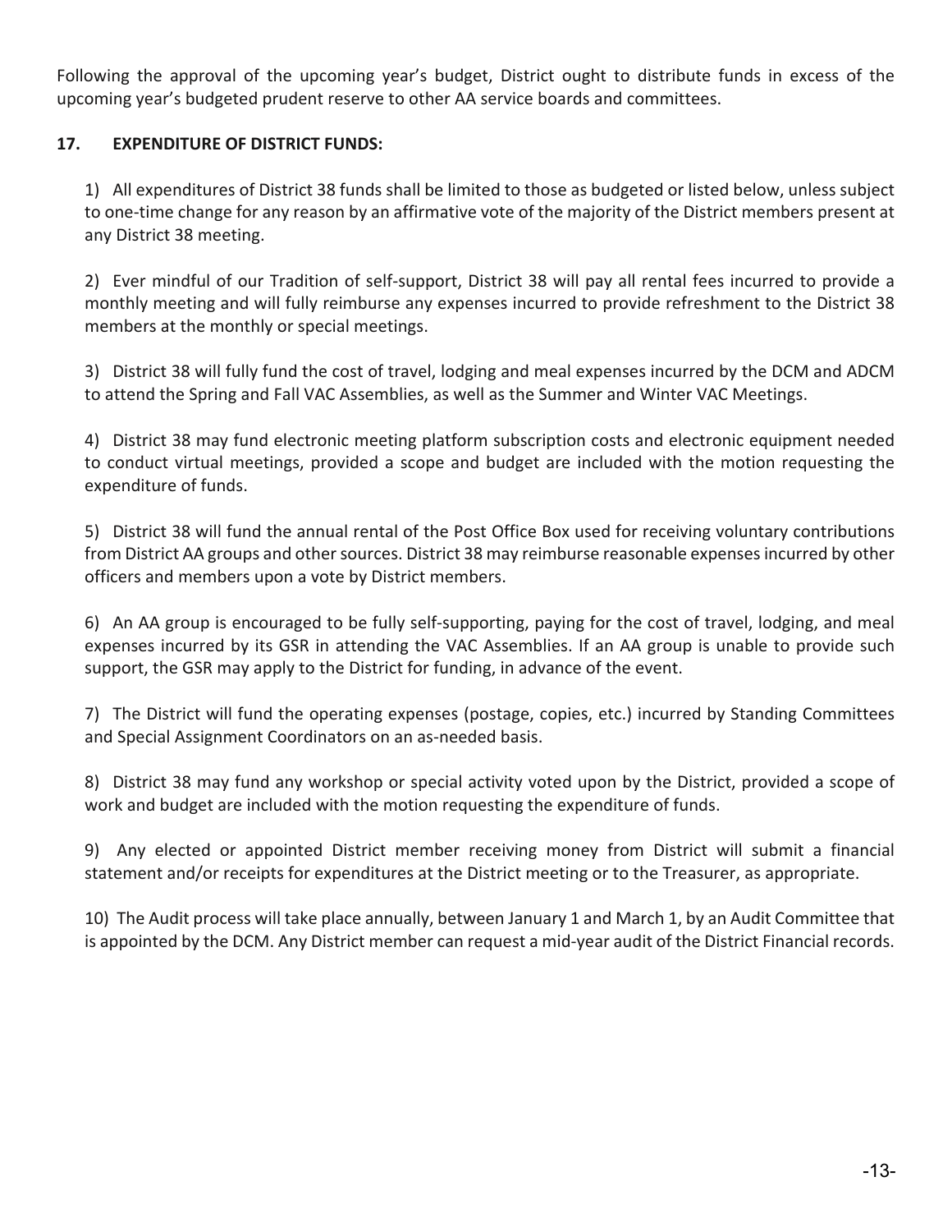Following the approval of the upcoming year's budget, District ought to distribute funds in excess of the upcoming year's budgeted prudent reserve to other AA service boards and committees.

**17. EXPENDITURE OF DISTRICT FUNDS:**

1) All expenditures of District 38 funds shall be limited to those as budgeted or listed below, unless subject to one-time change for any reason by an affirmative vote of the majority of the District members present at any District 38 meeting.

2) Ever mindful of our Tradition of self-support, District 38 will pay all rental fees incurred to provide a monthly meeting and will fully reimburse any expenses incurred to provide refreshment to the District 38 members at the monthly or special meetings.

3) District 38 will fully fund the cost of travel, lodging and meal expenses incurred by the DCM and ADCM to attend the Spring and Fall VAC Assemblies, as well as the Summer and Winter VAC Meetings.

4) District 38 may fund electronic meeting platform subscription costs and electronic equipment needed to conduct virtual meetings, provided a scope and budget are included with the motion requesting the expenditure of funds.

5) District 38 will fund the annual rental of the Post Office Box used for receiving voluntary contributions from District AA groups and other sources. District 38 may reimburse reasonable expenses incurred by other officers and members upon a vote by District members.

6) An AA group is encouraged to be fully self-supporting, paying for the cost of travel, lodging, and meal expenses incurred by its GSR in attending the VAC Assemblies. If an AA group is unable to provide such support, the GSR may apply to the District for funding, in advance of the event.

7) The District will fund the operating expenses (postage, copies, etc.) incurred by Standing Committees and Special Assignment Coordinators on an as-needed basis.

8) District 38 may fund any workshop or special activity voted upon by the District, provided a scope of work and budget are included with the motion requesting the expenditure of funds.

9) Any elected or appointed District member receiving money from District will submit a financial statement and/or receipts for expenditures at the District meeting or to the Treasurer, as appropriate.

10) The Audit process will take place annually, between January 1 and March 1, by an Audit Committee that is appointed by the DCM. Any District member can request a mid-year audit of the District Financial records.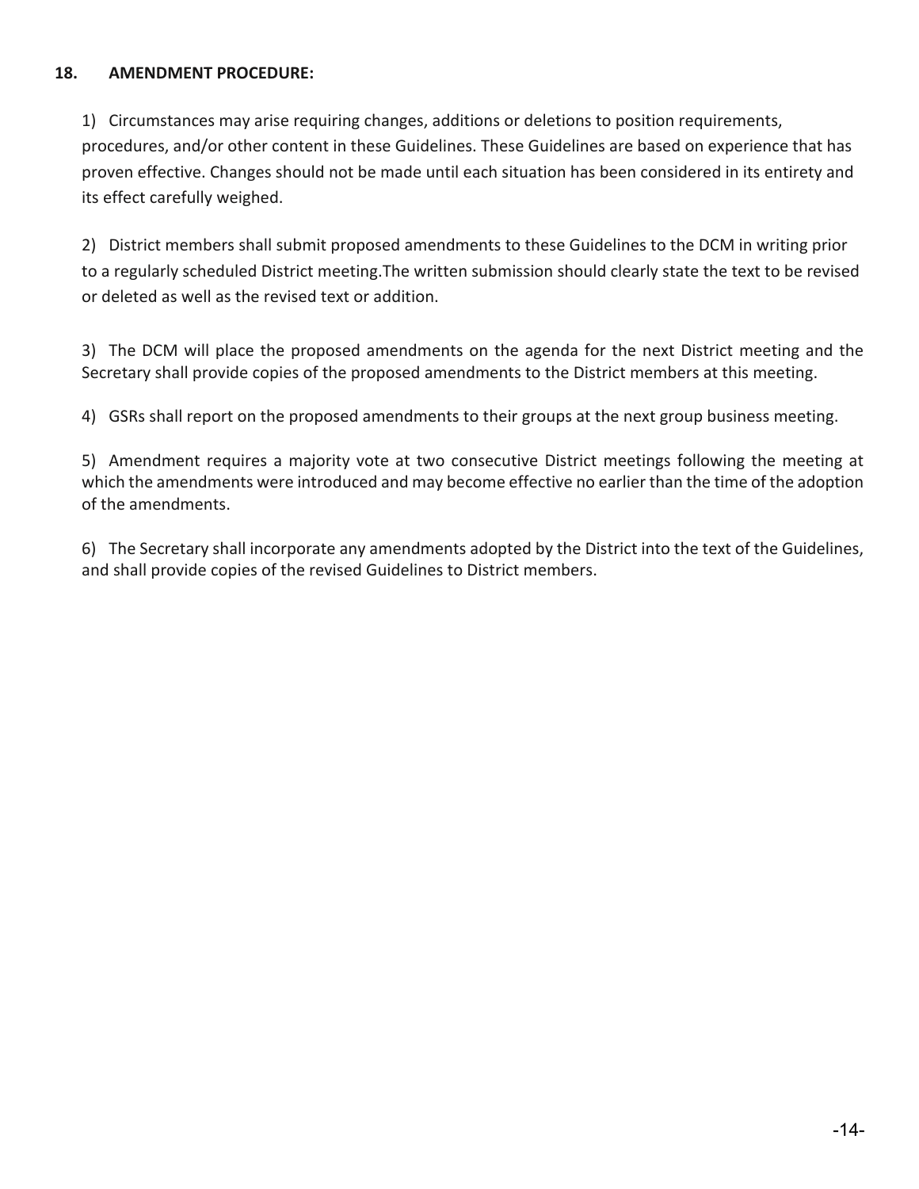## 18. AMENDMENT PROCEDURE:

1) Circumstances may arise requiring changes, additions or deletions to position requirements, procedures, and/or other content in these Guidelines. These Guidelines are based on experience that has proven effective. Changes should not be made until each situation has been considered in its entirety and its effect carefully weighed.

2) District members shall submit proposed amendments to these Guidelines to the DCM in writing prior to a regularly scheduled District meeting.The written submission should clearly state the text to be revised or deleted as well as the revised text or addition.

3) The DCM will place the proposed amendments on the agenda for the next District meeting and the Secretary shall provide copies of the proposed amendments to the District members at this meeting.

4) GSRs shall report on the proposed amendments to their groups at the next group business meeting.

5) Amendment requires a majority vote at two consecutive District meetings following the meeting at which the amendments were introduced and may become effective no earlier than the time of the adoption of the amendments.

6) The Secretary shall incorporate any amendments adopted by the District into the text of the Guidelines, and shall provide copies of the revised Guidelines to District members.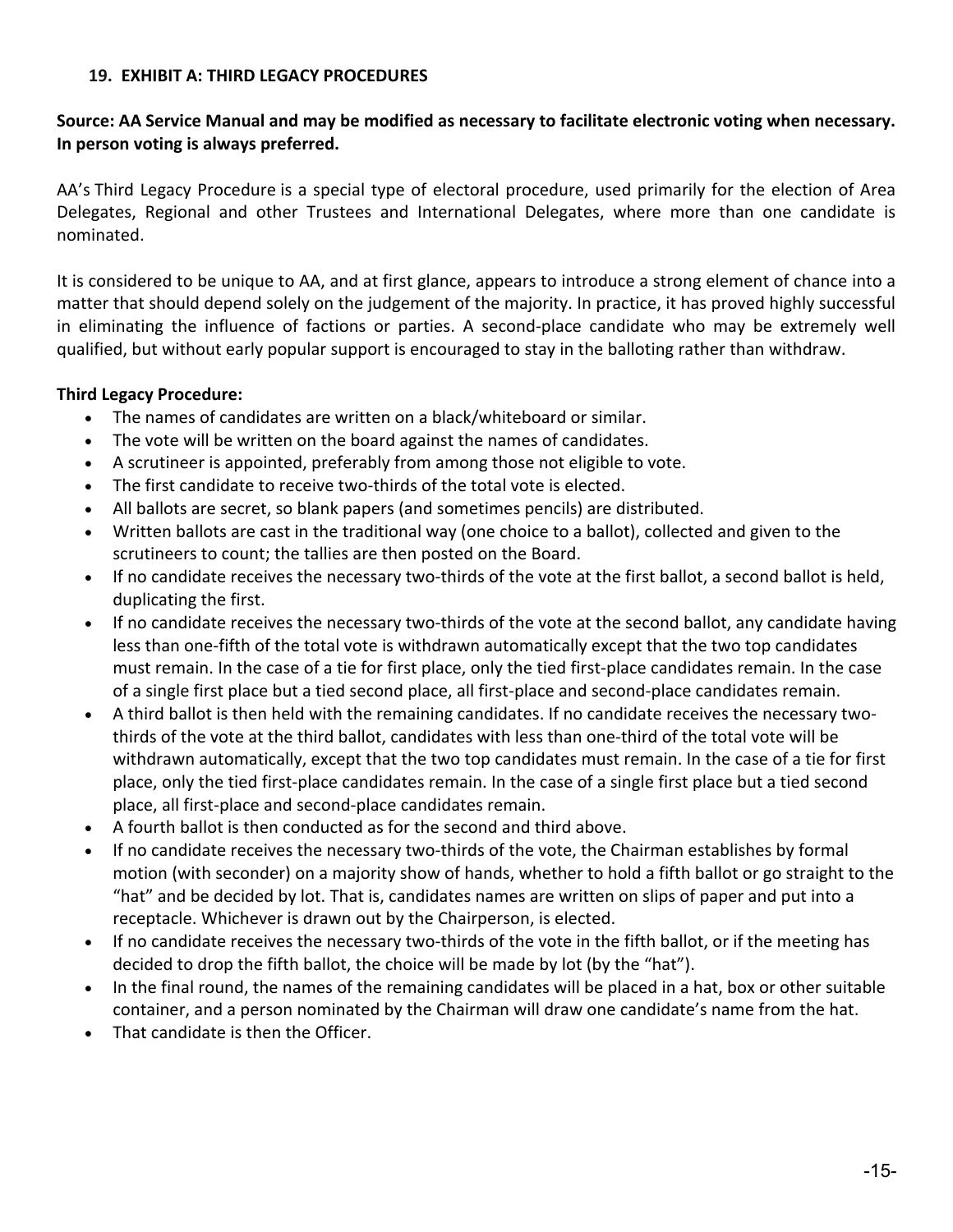## 19. EXHIBIT A: THIRD LEGACY PROCEDURES

**Source: AA Service Manual and may be modified as necessary to facilitate electronic voting when necessary. In person voting is always preferred.**

AA's Third Legacy Procedure is a special type of electoral procedure, used primarily for the election of Area Delegates, Regional and other Trustees and International Delegates, where more than one candidate is nominated.

It is considered to be unique to AA, and at first glance, appears to introduce a strong element of chance into a matter that should depend solely on the judgement of the majority. In practice, it has proved highly successful in eliminating the influence of factions or parties. A second-place candidate who may be extremely well qualified, but without early popular support is encouraged to stay in the balloting rather than withdraw.

**Third Legacy Procedure:**

- The names of candidates are written on a black/whiteboard or similar.
- The vote will be written on the board against the names of candidates.
- A scrutineer is appointed, preferably from among those not eligible to vote.
- The first candidate to receive two-thirds of the total vote is elected.
- All ballots are secret, so blank papers (and sometimes pencils) are distributed.
- Written ballots are cast in the traditional way (one choice to a ballot), collected and given to the scrutineers to count; the tallies are then posted on the Board.
- If no candidate receives the necessary two-thirds of the vote at the first ballot, a second ballot is held, duplicating the first.
- If no candidate receives the necessary two-thirds of the vote at the second ballot, any candidate having less than one-fifth of the total vote is withdrawn automatically except that the two top candidates must remain. In the case of a tie for first place, only the tied first-place candidates remain. In the case of a single first place but a tied second place, all first-place and second-place candidates remain.
- A third ballot is then held with the remaining candidates. If no candidate receives the necessary two-thirds of the vote at the third ballot, candidates with less than one-third of the total vote will be withdrawn automatically, except that the two top candidates must remain. In the case of a tie for first place, only the tied first-place candidates remain. In the case of a single first place but a tied second place, all first-place and second-place candidates remain.
- A fourth ballot is then conducted as for the second and third above.
- If no candidate receives the necessary two-thirds of the vote, the Chairman establishes by formal motion (with seconder) on a majority show of hands, whether to hold a fifth ballot or go straight to the "hat" and be decided by lot. That is, candidates names are written on slips of paper and put into a receptacle. Whichever is drawn out by the Chairperson, is elected.
- If no candidate receives the necessary two-thirds of the vote in the fifth ballot, or if the meeting has decided to drop the fifth ballot, the choice will be made by lot (by the "hat").
- In the final round, the names of the remaining candidates will be placed in a hat, box or other suitable container, and a person nominated by the Chairman will draw one candidate's name from the hat.
- That candidate is then the Officer.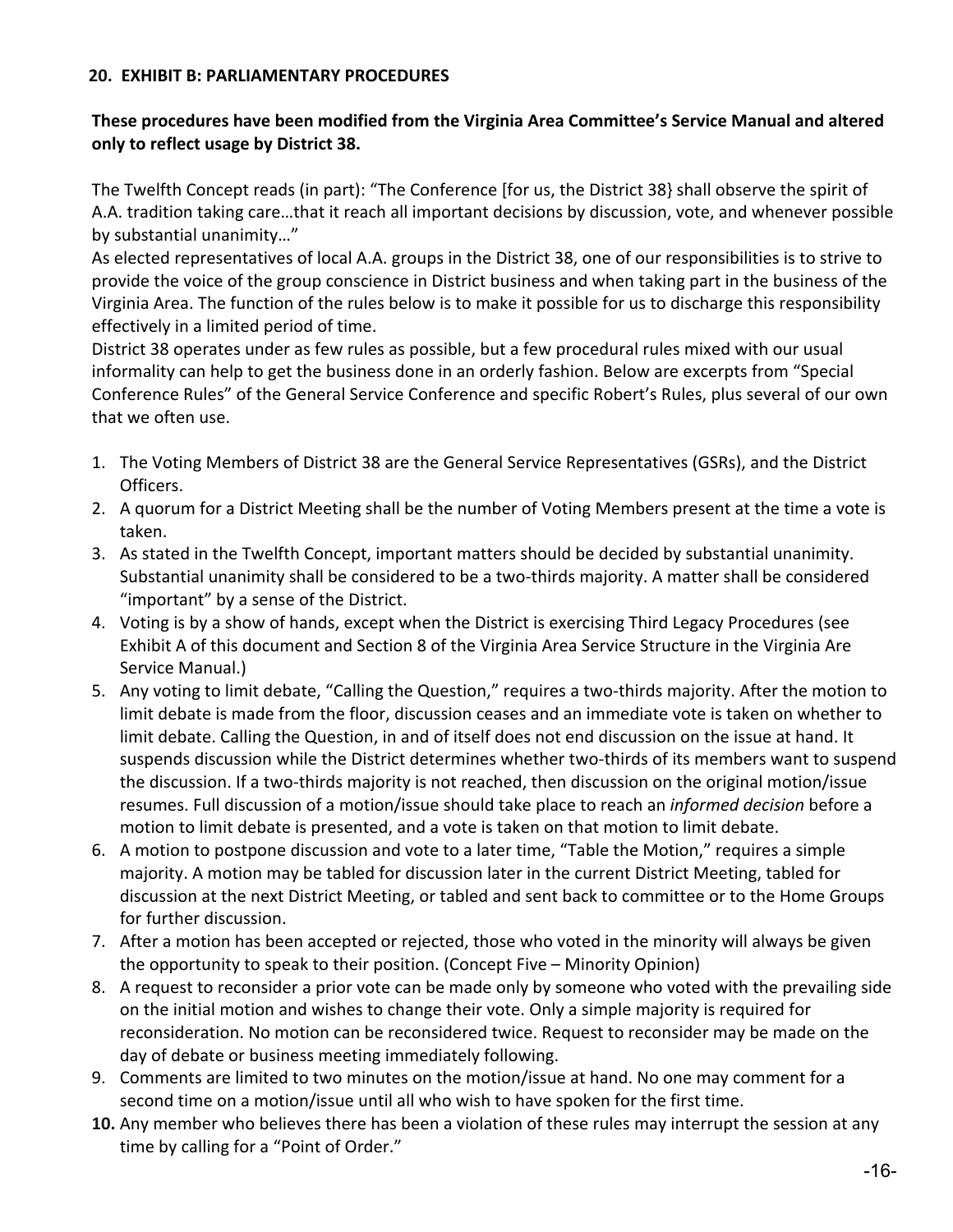## 20. EXHIBIT B: PARLIAMENTARY PROCEDURES

**These procedures have been modified from the Virginia Area Committee's Service Manual and altered only to reflect usage by District 38.**

The Twelfth Concept reads (in part): "The Conference [for us, the District 38} shall observe the spirit of A.A. tradition taking care…that it reach all important decisions by discussion, vote, and whenever possible by substantial unanimity…"

As elected representatives of local A.A. groups in the District 38, one of our responsibilities is to strive to provide the voice of the group conscience in District business and when taking part in the business of the Virginia Area. The function of the rules below is to make it possible for us to discharge this responsibility effectively in a limited period of time.

District 38 operates under as few rules as possible, but a few procedural rules mixed with our usual informality can help to get the business done in an orderly fashion. Below are excerpts from "Special Conference Rules" of the General Service Conference and specific Robert's Rules, plus several of our own that we often use.

1. The Voting Members of District 38 are the General Service Representatives (GSRs), and the District Officers.
2. A quorum for a District Meeting shall be the number of Voting Members present at the time a vote is taken.
3. As stated in the Twelfth Concept, important matters should be decided by substantial unanimity. Substantial unanimity shall be considered to be a two-thirds majority. A matter shall be considered "important" by a sense of the District.
4. Voting is by a show of hands, except when the District is exercising Third Legacy Procedures (see Exhibit A of this document and Section 8 of the Virginia Area Service Structure in the Virginia Are Service Manual.)
5. Any voting to limit debate, "Calling the Question," requires a two-thirds majority. After the motion to limit debate is made from the floor, discussion ceases and an immediate vote is taken on whether to limit debate. Calling the Question, in and of itself does not end discussion on the issue at hand. It suspends discussion while the District determines whether two-thirds of its members want to suspend the discussion. If a two-thirds majority is not reached, then discussion on the original motion/issue resumes. Full discussion of a motion/issue should take place to reach an *informed decision* before a motion to limit debate is presented, and a vote is taken on that motion to limit debate.
6. A motion to postpone discussion and vote to a later time, "Table the Motion," requires a simple majority. A motion may be tabled for discussion later in the current District Meeting, tabled for discussion at the next District Meeting, or tabled and sent back to committee or to the Home Groups for further discussion.
7. After a motion has been accepted or rejected, those who voted in the minority will always be given the opportunity to speak to their position. (Concept Five – Minority Opinion)
8. A request to reconsider a prior vote can be made only by someone who voted with the prevailing side on the initial motion and wishes to change their vote. Only a simple majority is required for reconsideration. No motion can be reconsidered twice. Request to reconsider may be made on the day of debate or business meeting immediately following.
9. Comments are limited to two minutes on the motion/issue at hand. No one may comment for a second time on a motion/issue until all who wish to have spoken for the first time.
10. Any member who believes there has been a violation of these rules may interrupt the session at any time by calling for a "Point of Order."